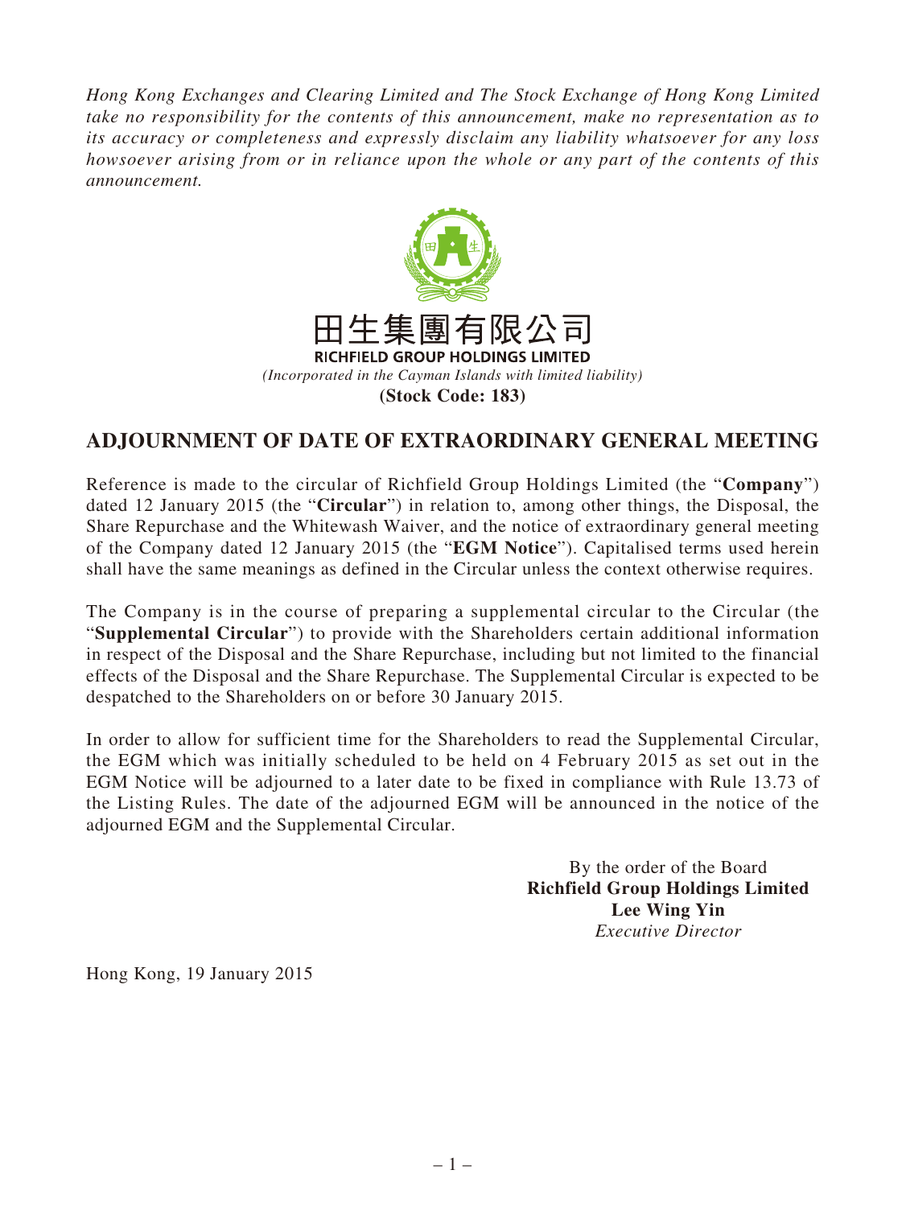*Hong Kong Exchanges and Clearing Limited and The Stock Exchange of Hong Kong Limited take no responsibility for the contents of this announcement, make no representation as to its accuracy or completeness and expressly disclaim any liability whatsoever for any loss howsoever arising from or in reliance upon the whole or any part of the contents of this announcement.*

田生集團有限公司

**RICHFIELD GROUP HOLDINGS LIMITED**

*(Incorporated in the Cayman Islands with limited liability)*

**(Stock Code: 183)**

# ADJOURNMENT OF DATE OF EXTRAORDINARY GENERAL MEETING

Reference is made to the circular of Richfield Group Holdings Limited (the "**Company**") dated 12 January 2015 (the "**Circular**") in relation to, among other things, the Disposal, the Share Repurchase and the Whitewash Waiver, and the notice of extraordinary general meeting of the Company dated 12 January 2015 (the "**EGM Notice**"). Capitalised terms used herein shall have the same meanings as defined in the Circular unless the context otherwise requires.

The Company is in the course of preparing a supplemental circular to the Circular (the "**Supplemental Circular**") to provide with the Shareholders certain additional information in respect of the Disposal and the Share Repurchase, including but not limited to the financial effects of the Disposal and the Share Repurchase. The Supplemental Circular is expected to be despatched to the Shareholders on or before 30 January 2015.

In order to allow for sufficient time for the Shareholders to read the Supplemental Circular, the EGM which was initially scheduled to be held on 4 February 2015 as set out in the EGM Notice will be adjourned to a later date to be fixed in compliance with Rule 13.73 of the Listing Rules. The date of the adjourned EGM will be announced in the notice of the adjourned EGM and the Supplemental Circular.

By the order of the Board

**Richfield Group Holdings Limited**

**Lee Wing Yin**

*Executive Director*

Hong Kong, 19 January 2015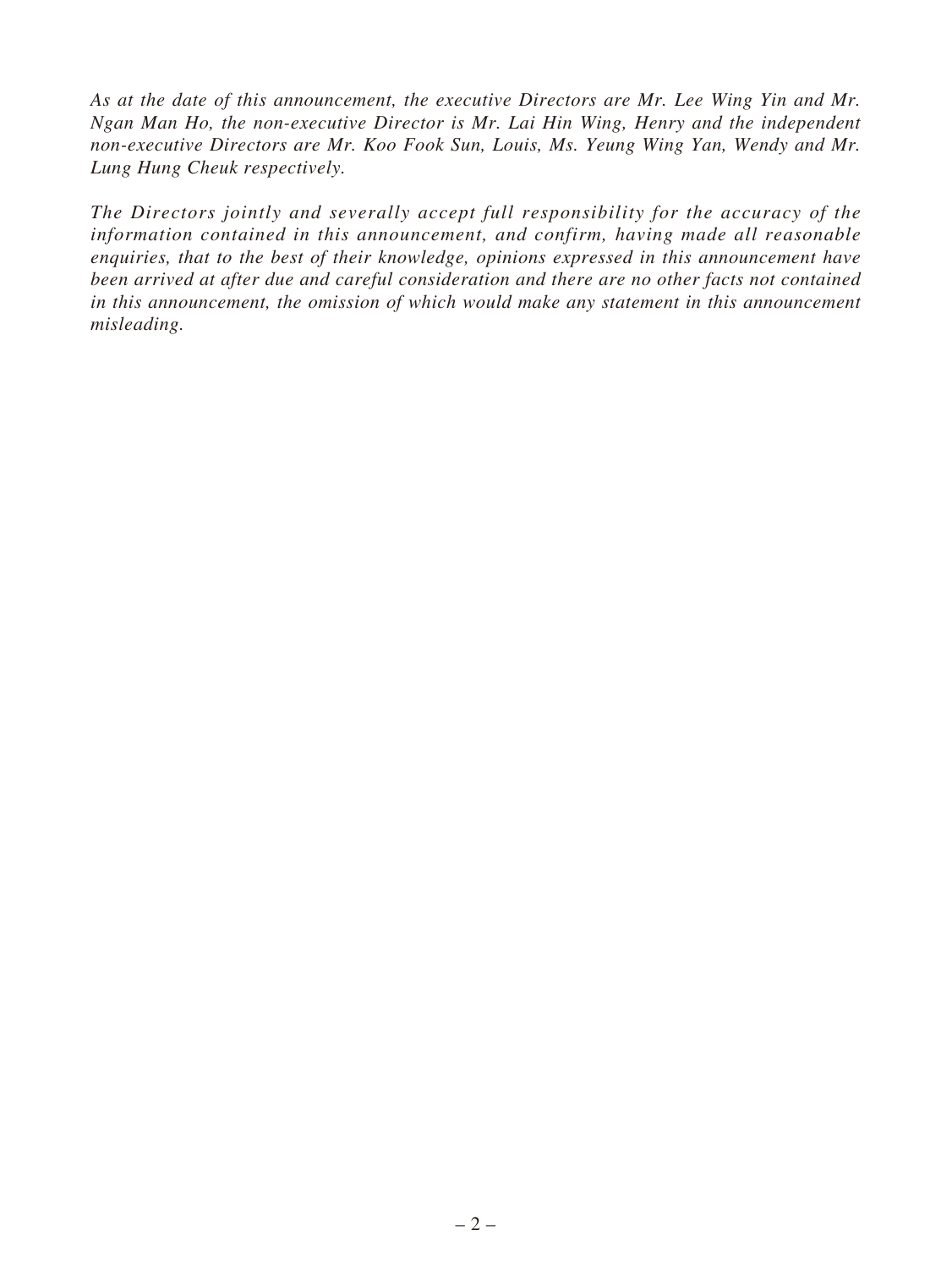*As at the date of this announcement, the executive Directors are Mr. Lee Wing Yin and Mr. Ngan Man Ho, the non-executive Director is Mr. Lai Hin Wing, Henry and the independent non-executive Directors are Mr. Koo Fook Sun, Louis, Ms. Yeung Wing Yan, Wendy and Mr. Lung Hung Cheuk respectively.*

*The Directors jointly and severally accept full responsibility for the accuracy of the information contained in this announcement, and confirm, having made all reasonable enquiries, that to the best of their knowledge, opinions expressed in this announcement have been arrived at after due and careful consideration and there are no other facts not contained in this announcement, the omission of which would make any statement in this announcement misleading.*